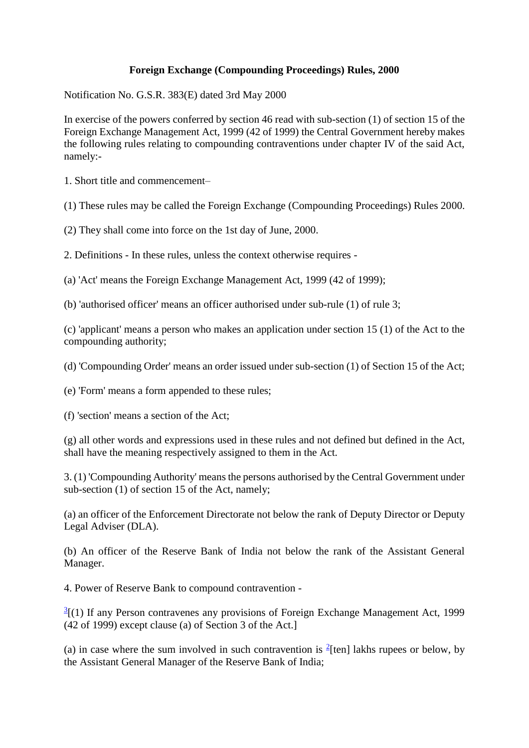# Foreign Exchange (Compounding Proceedings) Rules, 2000

Notification No. G.S.R. 383(E) dated 3rd May 2000

In exercise of the powers conferred by section 46 read with sub-section (1) of section 15 of the Foreign Exchange Management Act, 1999 (42 of 1999) the Central Government hereby makes the following rules relating to compounding contraventions under chapter IV of the said Act, namely:-

1. Short title and commencement–

(1) These rules may be called the Foreign Exchange (Compounding Proceedings) Rules 2000.

(2) They shall come into force on the 1st day of June, 2000.

2. Definitions - In these rules, unless the context otherwise requires -

(a) 'Act' means the Foreign Exchange Management Act, 1999 (42 of 1999);

(b) 'authorised officer' means an officer authorised under sub-rule (1) of rule 3;

(c) 'applicant' means a person who makes an application under section 15 (1) of the Act to the compounding authority;

(d) 'Compounding Order' means an order issued under sub-section (1) of Section 15 of the Act;

(e) 'Form' means a form appended to these rules;

(f) 'section' means a section of the Act;

(g) all other words and expressions used in these rules and not defined but defined in the Act, shall have the meaning respectively assigned to them in the Act.

3. (1) 'Compounding Authority' means the persons authorised by the Central Government under sub-section (1) of section 15 of the Act, namely;

(a) an officer of the Enforcement Directorate not below the rank of Deputy Director or Deputy Legal Adviser (DLA).

(b) An officer of the Reserve Bank of India not below the rank of the Assistant General Manager.

4. Power of Reserve Bank to compound contravention -

[3][(1) If any Person contravenes any provisions of Foreign Exchange Management Act, 1999 (42 of 1999) except clause (a) of Section 3 of the Act.]

(a) in case where the sum involved in such contravention is [2][ten] lakhs rupees or below, by the Assistant General Manager of the Reserve Bank of India;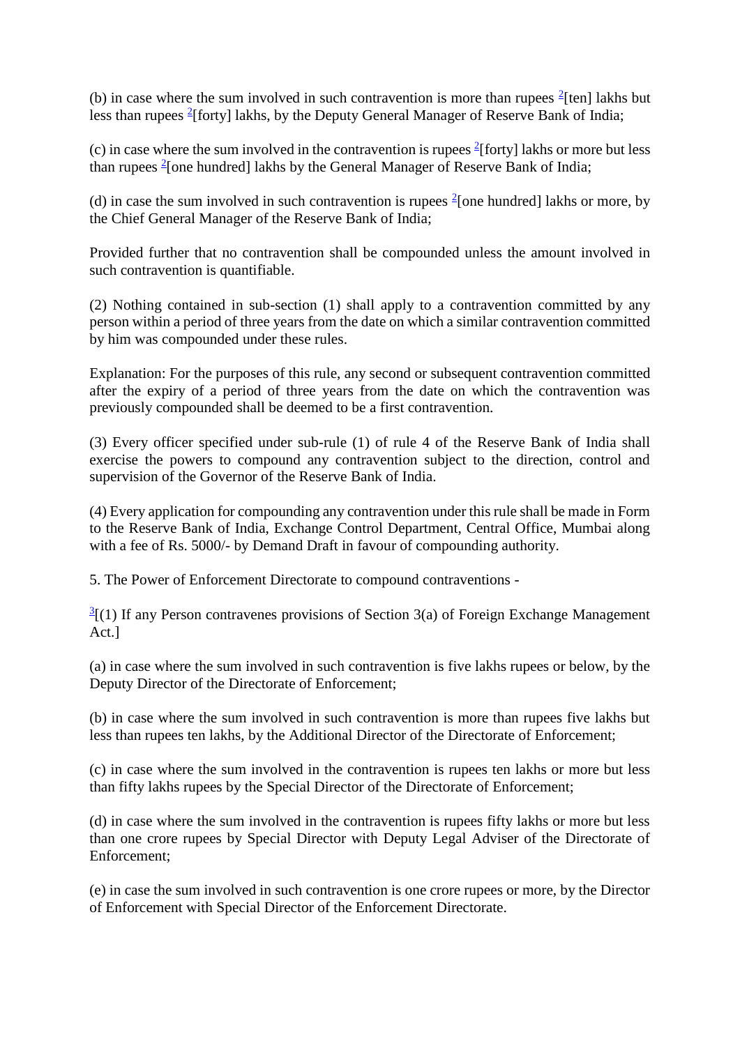(b) in case where the sum involved in such contravention is more than rupees [2][ten] lakhs but less than rupees [2][forty] lakhs, by the Deputy General Manager of Reserve Bank of India;

(c) in case where the sum involved in the contravention is rupees [2][forty] lakhs or more but less than rupees [2][one hundred] lakhs by the General Manager of Reserve Bank of India;

(d) in case the sum involved in such contravention is rupees [2][one hundred] lakhs or more, by the Chief General Manager of the Reserve Bank of India;

Provided further that no contravention shall be compounded unless the amount involved in such contravention is quantifiable.

(2) Nothing contained in sub-section (1) shall apply to a contravention committed by any person within a period of three years from the date on which a similar contravention committed by him was compounded under these rules.

Explanation: For the purposes of this rule, any second or subsequent contravention committed after the expiry of a period of three years from the date on which the contravention was previously compounded shall be deemed to be a first contravention.

(3) Every officer specified under sub-rule (1) of rule 4 of the Reserve Bank of India shall exercise the powers to compound any contravention subject to the direction, control and supervision of the Governor of the Reserve Bank of India.

(4) Every application for compounding any contravention under this rule shall be made in Form to the Reserve Bank of India, Exchange Control Department, Central Office, Mumbai along with a fee of Rs. 5000/- by Demand Draft in favour of compounding authority.

5. The Power of Enforcement Directorate to compound contraventions -

[3][(1) If any Person contravenes provisions of Section 3(a) of Foreign Exchange Management Act.]

(a) in case where the sum involved in such contravention is five lakhs rupees or below, by the Deputy Director of the Directorate of Enforcement;

(b) in case where the sum involved in such contravention is more than rupees five lakhs but less than rupees ten lakhs, by the Additional Director of the Directorate of Enforcement;

(c) in case where the sum involved in the contravention is rupees ten lakhs or more but less than fifty lakhs rupees by the Special Director of the Directorate of Enforcement;

(d) in case where the sum involved in the contravention is rupees fifty lakhs or more but less than one crore rupees by Special Director with Deputy Legal Adviser of the Directorate of Enforcement;

(e) in case the sum involved in such contravention is one crore rupees or more, by the Director of Enforcement with Special Director of the Enforcement Directorate.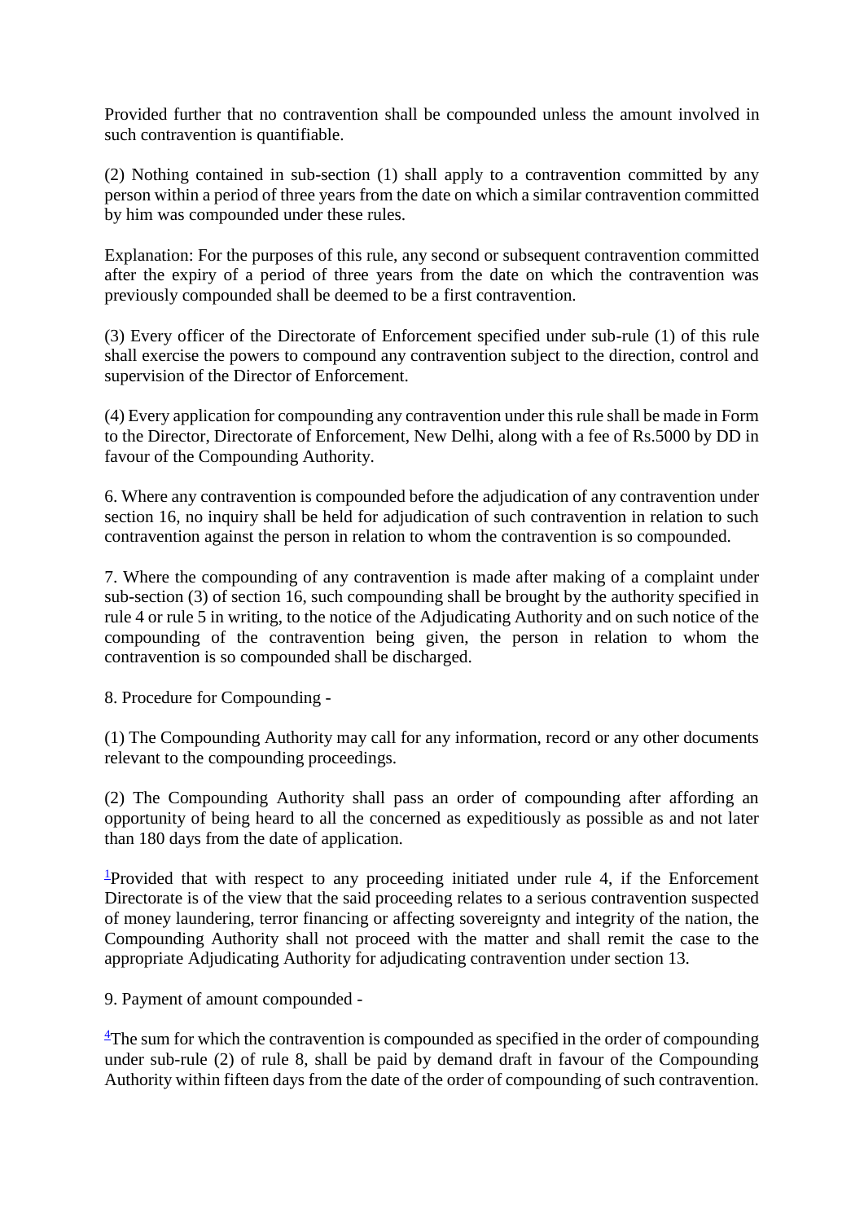Provided further that no contravention shall be compounded unless the amount involved in such contravention is quantifiable.

(2) Nothing contained in sub-section (1) shall apply to a contravention committed by any person within a period of three years from the date on which a similar contravention committed by him was compounded under these rules.

Explanation: For the purposes of this rule, any second or subsequent contravention committed after the expiry of a period of three years from the date on which the contravention was previously compounded shall be deemed to be a first contravention.

(3) Every officer of the Directorate of Enforcement specified under sub-rule (1) of this rule shall exercise the powers to compound any contravention subject to the direction, control and supervision of the Director of Enforcement.

(4) Every application for compounding any contravention under this rule shall be made in Form to the Director, Directorate of Enforcement, New Delhi, along with a fee of Rs.5000 by DD in favour of the Compounding Authority.

6. Where any contravention is compounded before the adjudication of any contravention under section 16, no inquiry shall be held for adjudication of such contravention in relation to such contravention against the person in relation to whom the contravention is so compounded.

7. Where the compounding of any contravention is made after making of a complaint under sub-section (3) of section 16, such compounding shall be brought by the authority specified in rule 4 or rule 5 in writing, to the notice of the Adjudicating Authority and on such notice of the compounding of the contravention being given, the person in relation to whom the contravention is so compounded shall be discharged.

8. Procedure for Compounding -

(1) The Compounding Authority may call for any information, record or any other documents relevant to the compounding proceedings.

(2) The Compounding Authority shall pass an order of compounding after affording an opportunity of being heard to all the concerned as expeditiously as possible as and not later than 180 days from the date of application.

[1]Provided that with respect to any proceeding initiated under rule 4, if the Enforcement Directorate is of the view that the said proceeding relates to a serious contravention suspected of money laundering, terror financing or affecting sovereignty and integrity of the nation, the Compounding Authority shall not proceed with the matter and shall remit the case to the appropriate Adjudicating Authority for adjudicating contravention under section 13.

9. Payment of amount compounded -

[4]The sum for which the contravention is compounded as specified in the order of compounding under sub-rule (2) of rule 8, shall be paid by demand draft in favour of the Compounding Authority within fifteen days from the date of the order of compounding of such contravention.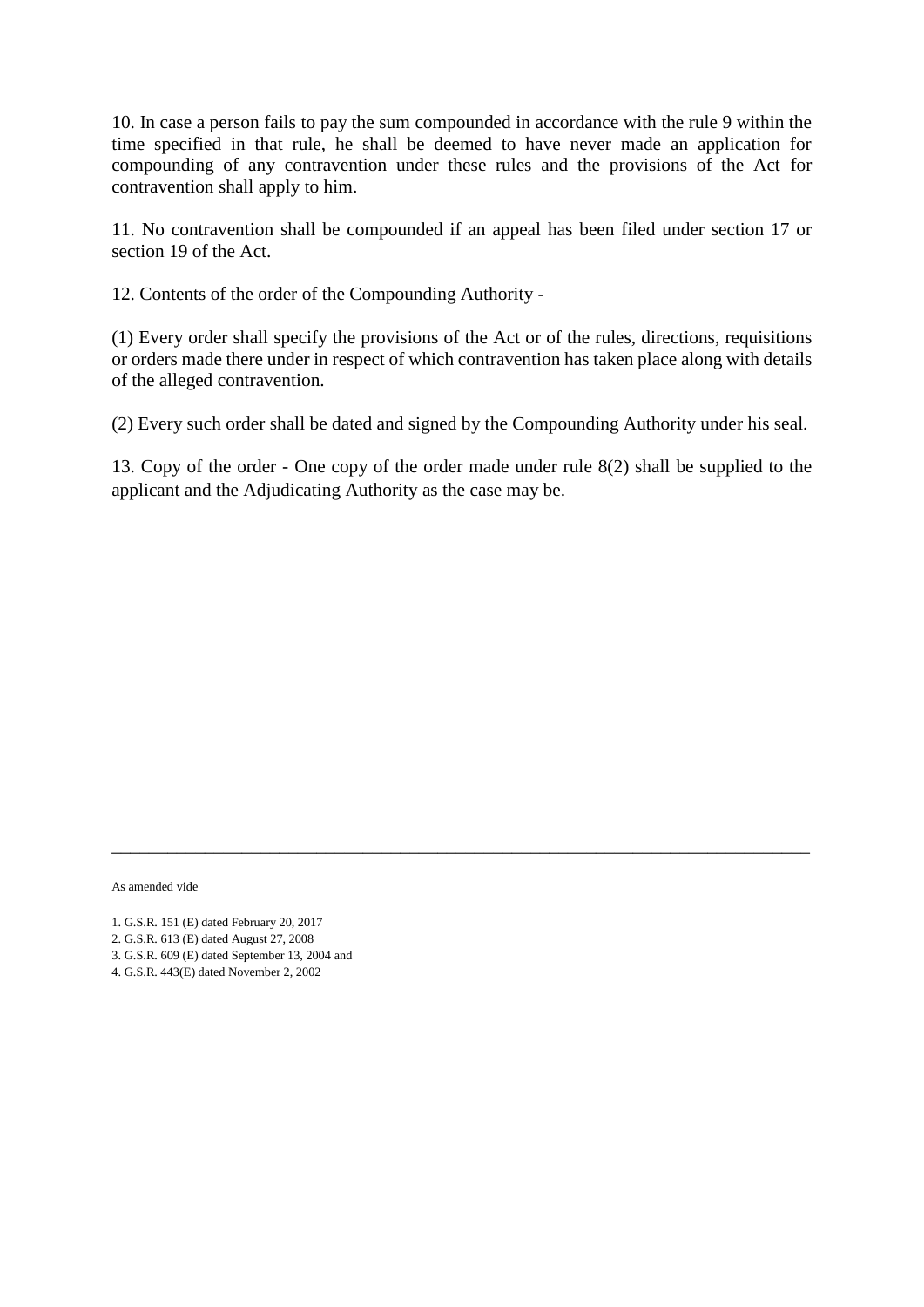10. In case a person fails to pay the sum compounded in accordance with the rule 9 within the time specified in that rule, he shall be deemed to have never made an application for compounding of any contravention under these rules and the provisions of the Act for contravention shall apply to him.

11. No contravention shall be compounded if an appeal has been filed under section 17 or section 19 of the Act.

12. Contents of the order of the Compounding Authority -

(1) Every order shall specify the provisions of the Act or of the rules, directions, requisitions or orders made there under in respect of which contravention has taken place along with details of the alleged contravention.

(2) Every such order shall be dated and signed by the Compounding Authority under his seal.

13. Copy of the order - One copy of the order made under rule 8(2) shall be supplied to the applicant and the Adjudicating Authority as the case may be.

---

As amended vide

1. G.S.R. 151 (E) dated February 20, 2017
2. G.S.R. 613 (E) dated August 27, 2008
3. G.S.R. 609 (E) dated September 13, 2004 and
4. G.S.R. 443(E) dated November 2, 2002